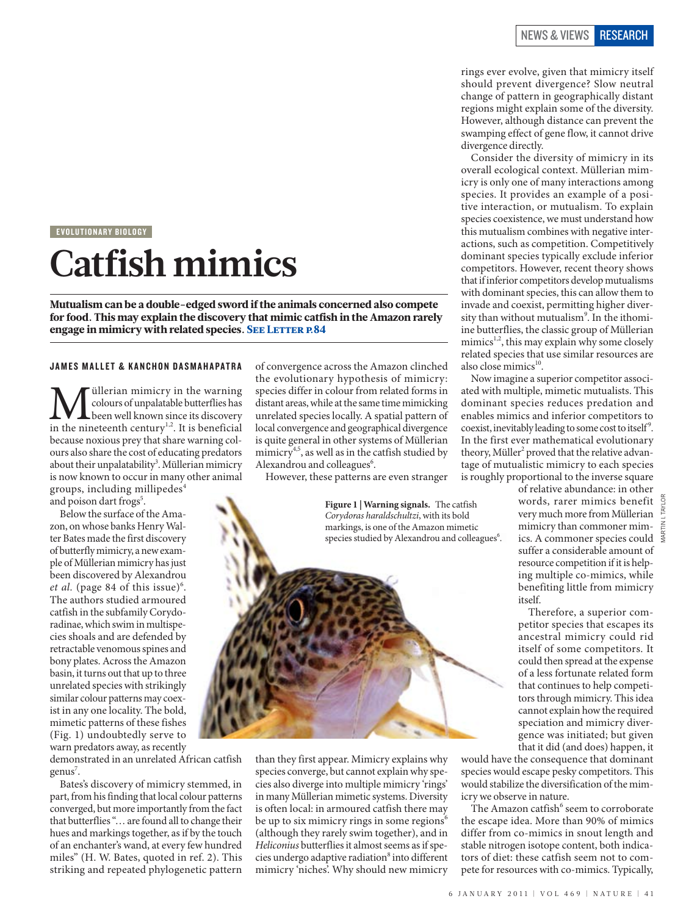EVOLUTIONARY BIOLOGY

# Catfish mimics

**Mutualism can be a double-edged sword if the animals concerned also compete for food. This may explain the discovery that mimic catfish in the Amazon rarely engage in mimicry with related species. See Letter p.84**

### JAMES MALLET & KANCHON DASMAHAPATRA

Müllerian mimicry in the warning colours of unpalatable butterflies has been well known since its discovery in the nineteenth century[1,2]. It is beneficial because noxious prey that share warning colours also share the cost of educating predators about their unpalatability[3]. Müllerian mimicry is now known to occur in many other animal groups, including millipedes[4] and poison dart frogs[5].

Below the surface of the Amazon, on whose banks Henry Walter Bates made the first discovery of butterfly mimicry, a new example of Müllerian mimicry has just been discovered by Alexandrou *et al.* (page 84 of this issue)[6]. The authors studied armoured catfish in the subfamily Corydoradinae, which swim in multispecies shoals and are defended by retractable venomous spines and bony plates. Across the Amazon basin, it turns out that up to three unrelated species with strikingly similar colour patterns may coexist in any one locality. The bold, mimetic patterns of these fishes (Fig. 1) undoubtedly serve to warn predators away, as recently demonstrated in an unrelated African catfish genus[7].

Bates's discovery of mimicry stemmed, in part, from his finding that local colour patterns converged, but more importantly from the fact that butterflies "… are found all to change their hues and markings together, as if by the touch of an enchanter's wand, at every few hundred miles" (H. W. Bates, quoted in ref. 2). This striking and repeated phylogenetic pattern of convergence across the Amazon clinched the evolutionary hypothesis of mimicry: species differ in colour from related forms in distant areas, while at the same time mimicking unrelated species locally. A spatial pattern of local convergence and geographical divergence is quite general in other systems of Müllerian mimicry[4,5], as well as in the catfish studied by Alexandrou and colleagues[6].

However, these patterns are even stranger than they first appear. Mimicry explains why species converge, but cannot explain why species also diverge into multiple mimicry 'rings' in many Müllerian mimetic systems. Diversity is often local: in armoured catfish there may be up to six mimicry rings in some regions[6] (although they rarely swim together), and in *Heliconius* butterflies it almost seems as if species undergo adaptive radiation[8] into different mimicry 'niches'. Why should new mimicry rings ever evolve, given that mimicry itself should prevent divergence? Slow neutral change of pattern in geographically distant regions might explain some of the diversity. However, although distance can prevent the swamping effect of gene flow, it cannot drive divergence directly.

**Figure 1 | Warning signals.** The catfish *Corydoras haraldschultzi*, with its bold markings, is one of the Amazon mimetic species studied by Alexandrou and colleagues[6].

Consider the diversity of mimicry in its overall ecological context. Müllerian mimicry is only one of many interactions among species. It provides an example of a positive interaction, or mutualism. To explain species coexistence, we must understand how this mutualism combines with negative interactions, such as competition. Competitively dominant species typically exclude inferior competitors. However, recent theory shows that if inferior competitors develop mutualisms with dominant species, this can allow them to invade and coexist, permitting higher diversity than without mutualism[9]. In the ithomiine butterflies, the classic group of Müllerian mimics[1,2], this may explain why some closely related species that use similar resources are also close mimics[10].

Now imagine a superior competitor associated with multiple, mimetic mutualists. This dominant species reduces predation and enables mimics and inferior competitors to coexist, inevitably leading to some cost to itself[9]. In the first ever mathematical evolutionary theory, Müller[2] proved that the relative advantage of mutualistic mimicry to each species is roughly proportional to the inverse square of relative abundance: in other words, rarer mimics benefit very much more from Müllerian mimicry than commoner mimics. A commoner species could suffer a considerable amount of resource competition if it is helping multiple co-mimics, while benefiting little from mimicry itself.

Therefore, a superior competitor species that escapes its ancestral mimicry could rid itself of some competitors. It could then spread at the expense of a less fortunate related form that continues to help competitors through mimicry. This idea cannot explain how the required speciation and mimicry divergence was initiated; but given that it did (and does) happen, it would have the consequence that dominant species would escape pesky competitors. This would stabilize the diversification of the mimicry we observe in nature.

The Amazon catfish[6] seem to corroborate the escape idea. More than 90% of mimics differ from co-mimics in snout length and stable nitrogen isotope content, both indicators of diet: these catfish seem not to compete for resources with co-mimics. Typically,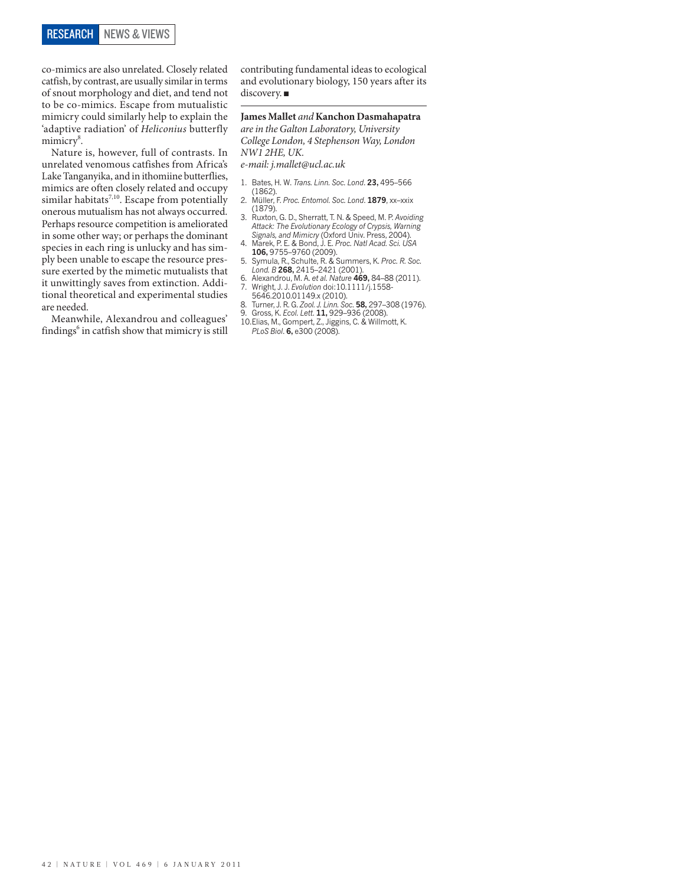co-mimics are also unrelated. Closely related catfish, by contrast, are usually similar in terms of snout morphology and diet, and tend not to be co-mimics. Escape from mutualistic mimicry could similarly help to explain the 'adaptive radiation' of *Heliconius* butterfly mimicry[8].

Nature is, however, full of contrasts. In unrelated venomous catfishes from Africa's Lake Tanganyika, and in ithomiine butterflies, mimics are often closely related and occupy similar habitats[7,10]. Escape from potentially onerous mutualism has not always occurred. Perhaps resource competition is ameliorated in some other way; or perhaps the dominant species in each ring is unlucky and has simply been unable to escape the resource pressure exerted by the mimetic mutualists that it unwittingly saves from extinction. Additional theoretical and experimental studies are needed.

Meanwhile, Alexandrou and colleagues' findings[6] in catfish show that mimicry is still contributing fundamental ideas to ecological and evolutionary biology, 150 years after its discovery. ■

---

**James Mallet** *and* **Kanchon Dasmahapatra** *are in the Galton Laboratory, University College London, 4 Stephenson Way, London NW1 2HE, UK.*
*e-mail: j.mallet@ucl.ac.uk*

1. Bates, H. W. *Trans. Linn. Soc. Lond.* **23,** 495–566 (1862).
2. Müller, F. *Proc. Entomol. Soc. Lond.* **1879**, xx–xxix (1879).
3. Ruxton, G. D., Sherratt, T. N. & Speed, M. P. *Avoiding Attack: The Evolutionary Ecology of Crypsis, Warning Signals, and Mimicry* (Oxford Univ. Press, 2004).
4. Marek, P. E. & Bond, J. E. *Proc. Natl Acad. Sci. USA* **106,** 9755–9760 (2009).
5. Symula, R., Schulte, R. & Summers, K. *Proc. R. Soc. Lond. B* **268,** 2415–2421 (2001).
6. Alexandrou, M. A. *et al. Nature* **469,** 84–88 (2011).
7. Wright, J. J. *Evolution* doi:10.1111/j.1558-5646.2010.01149.x (2010).
8. Turner, J. R. G. *Zool. J. Linn. Soc.* **58,** 297–308 (1976).
9. Gross, K. *Ecol. Lett.* **11,** 929–936 (2008).
10. Elias, M., Gompert, Z., Jiggins, C. & Willmott, K. *PLoS Biol.* **6,** e300 (2008).